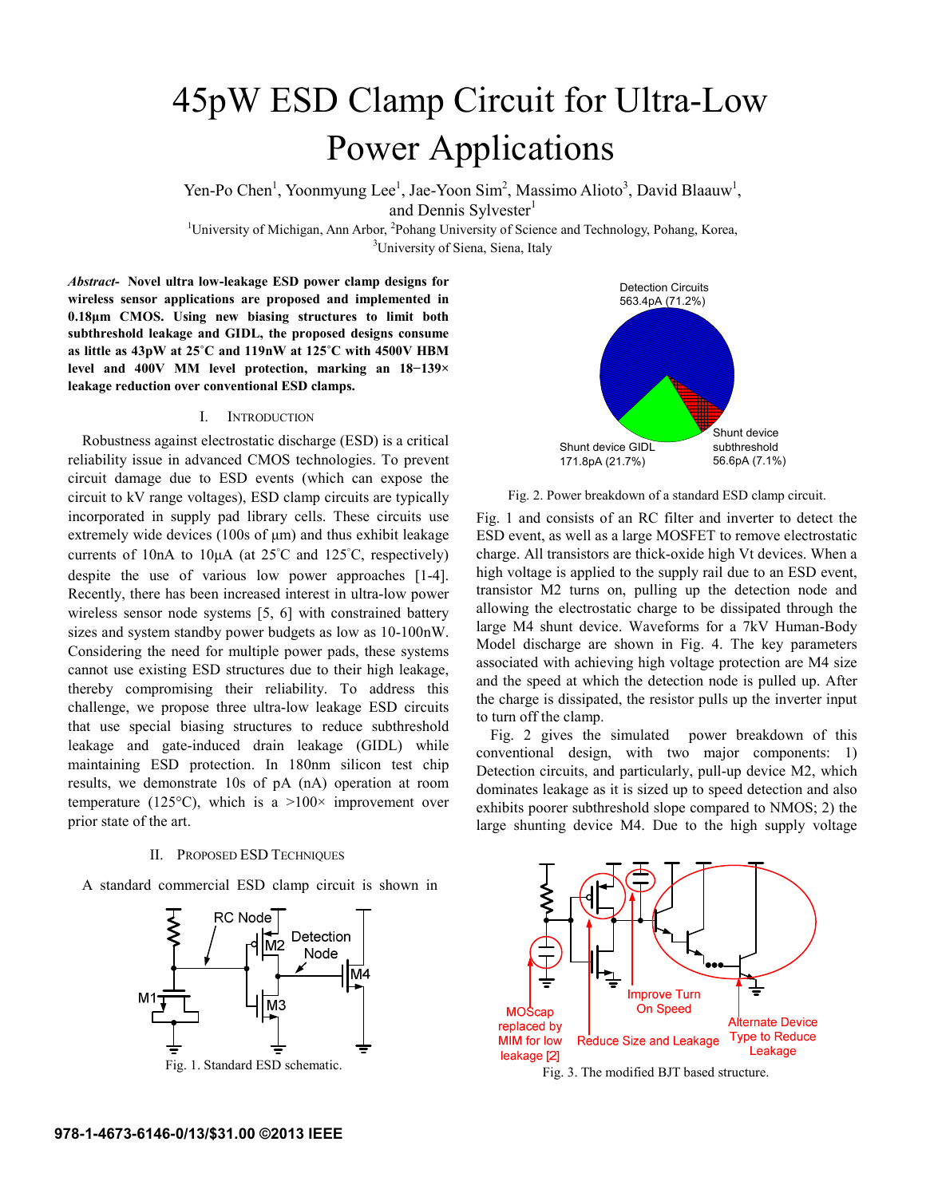# 45pW ESD Clamp Circuit for Ultra-Low Power Applications

Yen-Po Chen[1], Yoonmyung Lee[1], Jae-Yoon Sim[2], Massimo Alioto[3], David Blaauw[1], and Dennis Sylvester[1]

[1]University of Michigan, Ann Arbor, [2]Pohang University of Science and Technology, Pohang, Korea, [3]University of Siena, Siena, Italy

***Abstract*- Novel ultra low-leakage ESD power clamp designs for wireless sensor applications are proposed and implemented in 0.18µm CMOS. Using new biasing structures to limit both subthreshold leakage and GIDL, the proposed designs consume as little as 43pW at 25˚C and 119nW at 125˚C with 4500V HBM level and 400V MM level protection, marking an 18−139× leakage reduction over conventional ESD clamps.**

## I. Introduction

Robustness against electrostatic discharge (ESD) is a critical reliability issue in advanced CMOS technologies. To prevent circuit damage due to ESD events (which can expose the circuit to kV range voltages), ESD clamp circuits are typically incorporated in supply pad library cells. These circuits use extremely wide devices (100s of µm) and thus exhibit leakage currents of 10nA to 10µA (at 25˚C and 125˚C, respectively) despite the use of various low power approaches [1-4]. Recently, there has been increased interest in ultra-low power wireless sensor node systems [5, 6] with constrained battery sizes and system standby power budgets as low as 10-100nW. Considering the need for multiple power pads, these systems cannot use existing ESD structures due to their high leakage, thereby compromising their reliability. To address this challenge, we propose three ultra-low leakage ESD circuits that use special biasing structures to reduce subthreshold leakage and gate-induced drain leakage (GIDL) while maintaining ESD protection. In 180nm silicon test chip results, we demonstrate 10s of pA (nA) operation at room temperature (125°C), which is a >100× improvement over prior state of the art.

## II. Proposed ESD Techniques

A standard commercial ESD clamp circuit is shown in Fig. 1 and consists of an RC filter and inverter to detect the ESD event, as well as a large MOSFET to remove electrostatic charge. All transistors are thick-oxide high Vt devices. When a high voltage is applied to the supply rail due to an ESD event, transistor M2 turns on, pulling up the detection node and allowing the electrostatic charge to be dissipated through the large M4 shunt device. Waveforms for a 7kV Human-Body Model discharge are shown in Fig. 4. The key parameters associated with achieving high voltage protection are M4 size and the speed at which the detection node is pulled up. After the charge is dissipated, the resistor pulls up the inverter input to turn off the clamp.

Fig. 1. Standard ESD schematic.

Fig. 2 gives the simulated power breakdown of this conventional design, with two major components: 1) Detection circuits, and particularly, pull-up device M2, which dominates leakage as it is sized up to speed detection and also exhibits poorer subthreshold slope compared to NMOS; 2) the large shunting device M4. Due to the high supply voltage

Fig. 2. Power breakdown of a standard ESD clamp circuit.

Fig. 3. The modified BJT based structure.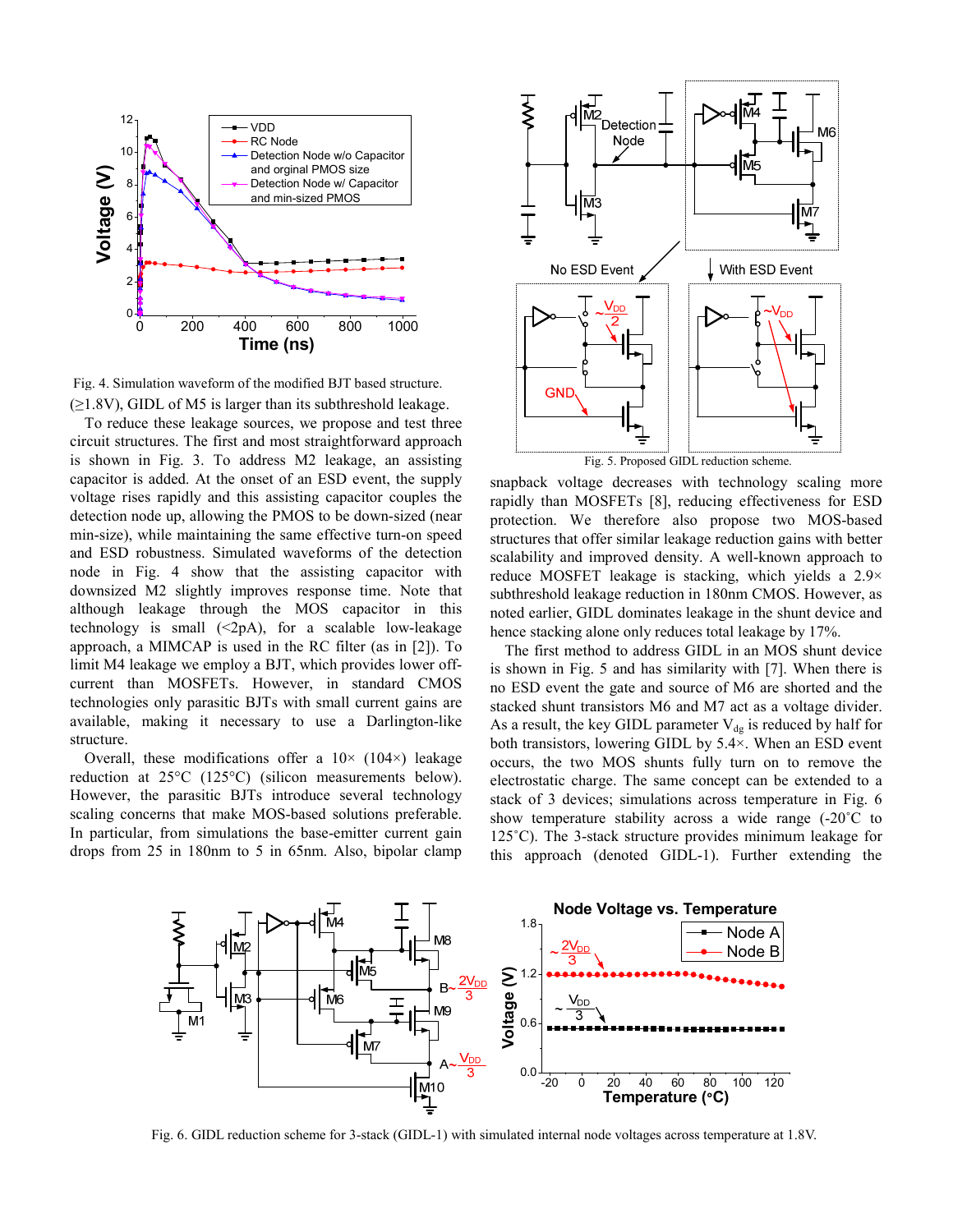Fig. 4. Simulation waveform of the modified BJT based structure.

(≥1.8V), GIDL of M5 is larger than its subthreshold leakage.

To reduce these leakage sources, we propose and test three circuit structures. The first and most straightforward approach is shown in Fig. 3. To address M2 leakage, an assisting capacitor is added. At the onset of an ESD event, the supply voltage rises rapidly and this assisting capacitor couples the detection node up, allowing the PMOS to be down-sized (near min-size), while maintaining the same effective turn-on speed and ESD robustness. Simulated waveforms of the detection node in Fig. 4 show that the assisting capacitor with downsized M2 slightly improves response time. Note that although leakage through the MOS capacitor in this technology is small (<2pA), for a scalable low-leakage approach, a MIMCAP is used in the RC filter (as in [2]). To limit M4 leakage we employ a BJT, which provides lower off-current than MOSFETs. However, in standard CMOS technologies only parasitic BJTs with small current gains are available, making it necessary to use a Darlington-like structure.

Overall, these modifications offer a 10× (104×) leakage reduction at 25°C (125°C) (silicon measurements below). However, the parasitic BJTs introduce several technology scaling concerns that make MOS-based solutions preferable. In particular, from simulations the base-emitter current gain drops from 25 in 180nm to 5 in 65nm. Also, bipolar clamp snapback voltage decreases with technology scaling more rapidly than MOSFETs [8], reducing effectiveness for ESD protection. We therefore also propose two MOS-based structures that offer similar leakage reduction gains with better scalability and improved density. A well-known approach to reduce MOSFET leakage is stacking, which yields a 2.9× subthreshold leakage reduction in 180nm CMOS. However, as noted earlier, GIDL dominates leakage in the shunt device and hence stacking alone only reduces total leakage by 17%.

Fig. 5. Proposed GIDL reduction scheme.

The first method to address GIDL in an MOS shunt device is shown in Fig. 5 and has similarity with [7]. When there is no ESD event the gate and source of M6 are shorted and the stacked shunt transistors M6 and M7 act as a voltage divider. As a result, the key GIDL parameter $V_{dg}$ is reduced by half for both transistors, lowering GIDL by 5.4×. When an ESD event occurs, the two MOS shunts fully turn on to remove the electrostatic charge. The same concept can be extended to a stack of 3 devices; simulations across temperature in Fig. 6 show temperature stability across a wide range (-20˚C to 125˚C). The 3-stack structure provides minimum leakage for this approach (denoted GIDL-1). Further extending the

Fig. 6. GIDL reduction scheme for 3-stack (GIDL-1) with simulated internal node voltages across temperature at 1.8V.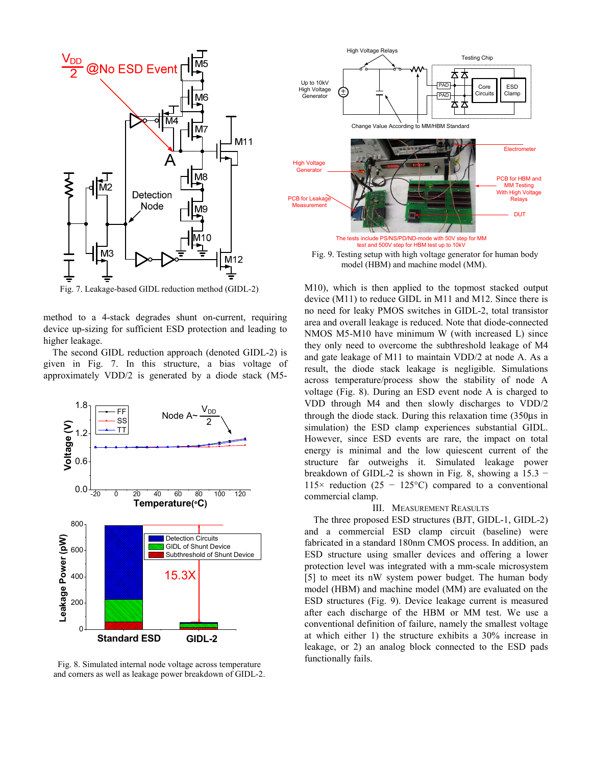Fig. 7. Leakage-based GIDL reduction method (GIDL-2)

method to a 4-stack degrades shunt on-current, requiring device up-sizing for sufficient ESD protection and leading to higher leakage.

The second GIDL reduction approach (denoted GIDL-2) is given in Fig. 7. In this structure, a bias voltage of approximately VDD/2 is generated by a diode stack (M5-M10), which is then applied to the topmost stacked output device (M11) to reduce GIDL in M11 and M12. Since there is no need for leaky PMOS switches in GIDL-2, total transistor area and overall leakage is reduced. Note that diode-connected NMOS M5-M10 have minimum W (with increased L) since they only need to overcome the subthreshold leakage of M4 and gate leakage of M11 to maintain VDD/2 at node A. As a result, the diode stack leakage is negligible. Simulations across temperature/process show the stability of node A voltage (Fig. 8). During an ESD event node A is charged to VDD through M4 and then slowly discharges to VDD/2 through the diode stack. During this relaxation time (350µs in simulation) the ESD clamp experiences substantial GIDL. However, since ESD events are rare, the impact on total energy is minimal and the low quiescent current of the structure far outweighs it. Simulated leakage power breakdown of GIDL-2 is shown in Fig. 8, showing a 15.3 − 115× reduction (25 − 125°C) compared to a conventional commercial clamp.

Fig. 8. Simulated internal node voltage across temperature and corners as well as leakage power breakdown of GIDL-2.

Fig. 9. Testing setup with high voltage generator for human body model (HBM) and machine model (MM).

## III. Measurement Reasults

The three proposed ESD structures (BJT, GIDL-1, GIDL-2) and a commercial ESD clamp circuit (baseline) were fabricated in a standard 180nm CMOS process. In addition, an ESD structure using smaller devices and offering a lower protection level was integrated with a mm-scale microsystem [5] to meet its nW system power budget. The human body model (HBM) and machine model (MM) are evaluated on the ESD structures (Fig. 9). Device leakage current is measured after each discharge of the HBM or MM test. We use a conventional definition of failure, namely the smallest voltage at which either 1) the structure exhibits a 30% increase in leakage, or 2) an analog block connected to the ESD pads functionally fails.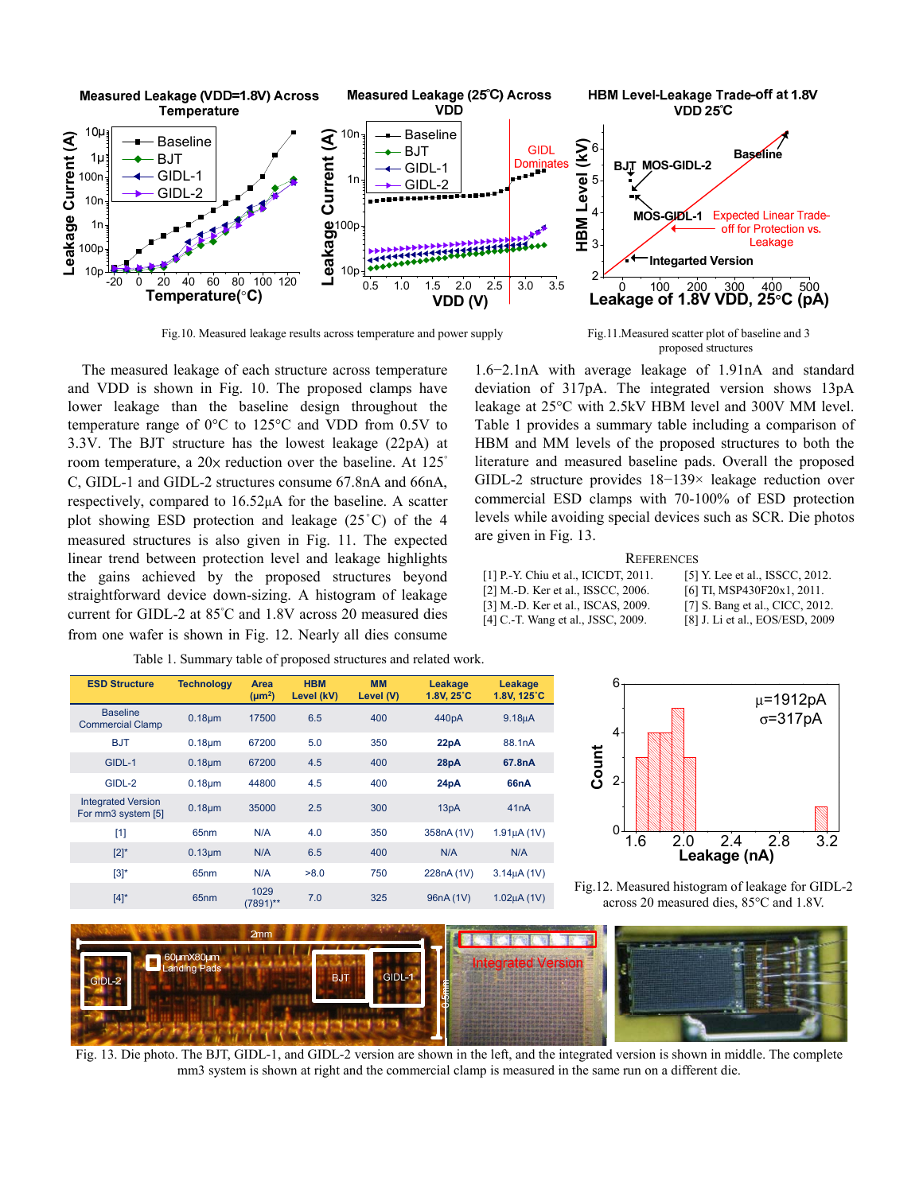Measured Leakage (VDD=1.8V) Across Temperature

Leakage Current (A)

10μ
1μ
100n
10n
1n
100p
10p

-20 0 20 40 60 80 100 120

Temperature(°C)

Baseline
BJT
GIDL-1
GIDL-2

Measured Leakage (25°C) Across VDD

Leakage Current (A)

10n
1n
100p
10p

0.5 1.0 1.5 2.0 2.5 3.0 3.5

VDD (V)

Baseline
BJT
GIDL-1
GIDL-2

GIDL Dominates

HBM Level-Leakage Trade-off at 1.8V VDD 25°C

HBM Level (kV)

6
5
4
3
2

0 100 200 300 400 500

Leakage of 1.8V VDD, 25°C (pA)

BJT MOS-GIDL-2

Baseline

MOS-GIDL-1

Expected Linear Trade-off for Protection vs. Leakage

Integarted Version

Fig.10. Measured leakage results across temperature and power supply

Fig.11.Measured scatter plot of baseline and 3 proposed structures

The measured leakage of each structure across temperature and VDD is shown in Fig. 10. The proposed clamps have lower leakage than the baseline design throughout the temperature range of 0°C to 125°C and VDD from 0.5V to 3.3V. The BJT structure has the lowest leakage (22pA) at room temperature, a 20× reduction over the baseline. At 125°C, GIDL-1 and GIDL-2 structures consume 67.8nA and 66nA, respectively, compared to 16.52μA for the baseline. A scatter plot showing ESD protection and leakage (25°C) of the 4 measured structures is also given in Fig. 11. The expected linear trend between protection level and leakage highlights the gains achieved by the proposed structures beyond straightforward device down-sizing. A histogram of leakage current for GIDL-2 at 85°C and 1.8V across 20 measured dies from one wafer is shown in Fig. 12. Nearly all dies consume 1.6−2.1nA with average leakage of 1.91nA and standard deviation of 317pA. The integrated version shows 13pA leakage at 25°C with 2.5kV HBM level and 300V MM level. Table 1 provides a summary table including a comparison of HBM and MM levels of the proposed structures to both the literature and measured baseline pads. Overall the proposed GIDL-2 structure provides 18−139× leakage reduction over commercial ESD clamps with 70-100% of ESD protection levels while avoiding special devices such as SCR. Die photos are given in Fig. 13.

## REFERENCES

[1] P.-Y. Chiu et al., ICICDT, 2011.
[2] M.-D. Ker et al., ISSCC, 2006.
[3] M.-D. Ker et al., ISCAS, 2009.
[4] C.-T. Wang et al., JSSC, 2009.
[5] Y. Lee et al., ISSCC, 2012.
[6] TI, MSP430F20x1, 2011.
[7] S. Bang et al., CICC, 2012.
[8] J. Li et al., EOS/ESD, 2009

Table 1. Summary table of proposed structures and related work.

| ESD Structure | Technology | Area ($\mu m^2$) | HBM Level (kV) | MM Level (V) | Leakage 1.8V, 25°C | Leakage 1.8V, 125°C |
|---|---|---|---|---|---|---|
| Baseline Commercial Clamp | 0.18μm | 17500 | 6.5 | 400 | 440pA | 9.18μA |
| BJT | 0.18μm | 67200 | 5.0 | 350 | **22pA** | 88.1nA |
| GIDL-1 | 0.18μm | 67200 | 4.5 | 400 | **28pA** | **67.8nA** |
| GIDL-2 | 0.18μm | 44800 | 4.5 | 400 | **24pA** | **66nA** |
| Integrated Version For mm3 system [5] | 0.18μm | 35000 | 2.5 | 300 | 13pA | 41nA |
| [1] | 65nm | N/A | 4.0 | 350 | 358nA (1V) | 1.91μA (1V) |
| [2]* | 0.13μm | N/A | 6.5 | 400 | N/A | N/A |
| [3]* | 65nm | N/A | >8.0 | 750 | 228nA (1V) | 3.14μA (1V) |
| [4]* | 65nm | 1029 (7891)** | 7.0 | 325 | 96nA (1V) | 1.02μA (1V) |

Count

6
4
2
0

1.6 2.0 2.4 2.8 3.2

Leakage (nA)

μ=1912pA
σ=317pA

Fig.12. Measured histogram of leakage for GIDL-2 across 20 measured dies, 85°C and 1.8V.

2mm
GIDL-2
60μmX80μm Landing Pads
BJT
GIDL-1
0.5mm
Integrated Version

Fig. 13. Die photo. The BJT, GIDL-1, and GIDL-2 version are shown in the left, and the integrated version is shown in middle. The complete mm3 system is shown at right and the commercial clamp is measured in the same run on a different die.